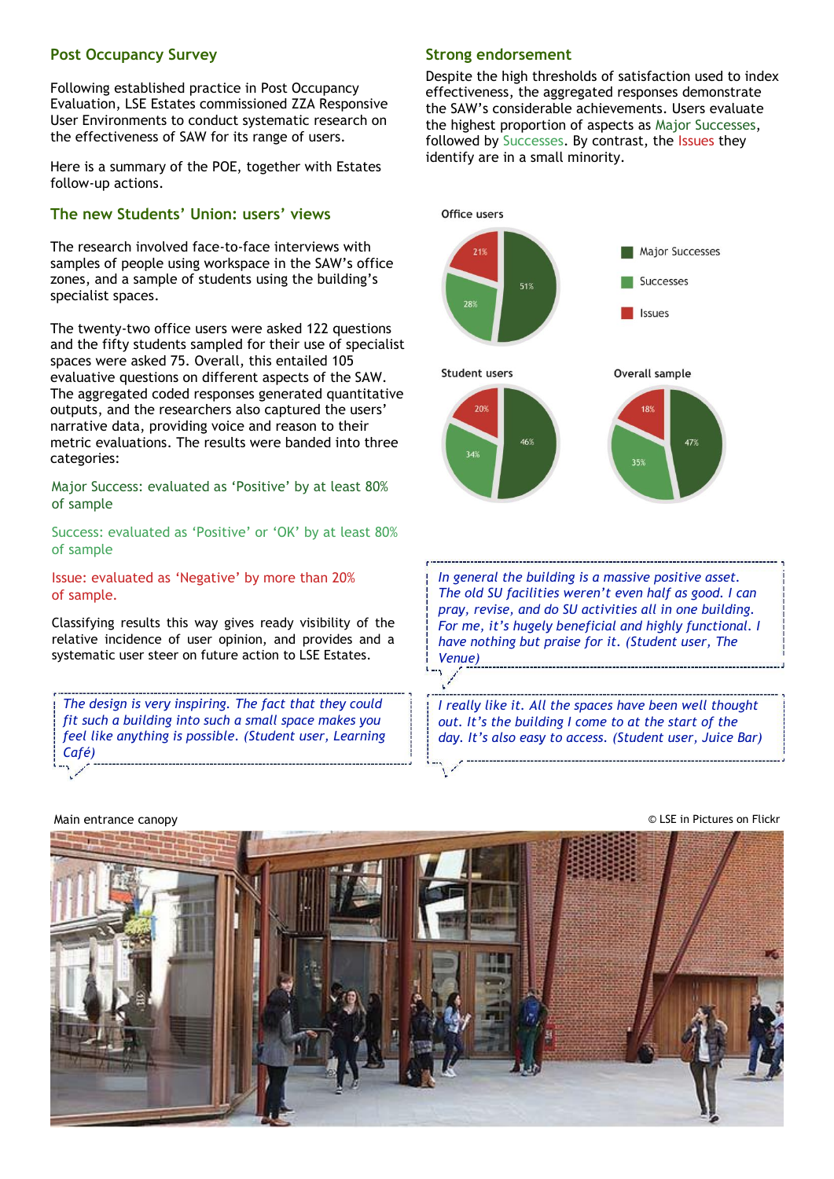## Post Occupancy Survey

Following established practice in Post Occupancy Evaluation, LSE Estates commissioned ZZA Responsive User Environments to conduct systematic research on the effectiveness of SAW for its range of users.

Here is a summary of the POE, together with Estates follow-up actions.

## The new Students' Union: users' views

The research involved face-to-face interviews with samples of people using workspace in the SAW's office zones, and a sample of students using the building's specialist spaces.

The twenty-two office users were asked 122 questions and the fifty students sampled for their use of specialist spaces were asked 75. Overall, this entailed 105 evaluative questions on different aspects of the SAW. The aggregated coded responses generated quantitative outputs, and the researchers also captured the users' narrative data, providing voice and reason to their metric evaluations. The results were banded into three categories:

Major Success: evaluated as 'Positive' by at least 80% of sample

Success: evaluated as 'Positive' or 'OK' by at least 80% of sample

Issue: evaluated as 'Negative' by more than 20% of sample.

Classifying results this way gives ready visibility of the relative incidence of user opinion, and provides and a systematic user steer on future action to LSE Estates.

> *The design is very inspiring. The fact that they could fit such a building into such a small space makes you feel like anything is possible. (Student user, Learning Café)*

## Strong endorsement

Despite the high thresholds of satisfaction used to index effectiveness, the aggregated responses demonstrate the SAW's considerable achievements. Users evaluate the highest proportion of aspects as Major Successes, followed by Successes. By contrast, the Issues they identify are in a small minority.

| | Major Successes | Successes | Issues |
|---|---|---|---|
| Office users | 51% | 28% | 21% |
| Student users | 46% | 34% | 20% |
| Overall sample | 47% | 35% | 18% |

> *In general the building is a massive positive asset. The old SU facilities weren't even half as good. I can pray, revise, and do SU activities all in one building. For me, it's hugely beneficial and highly functional. I have nothing but praise for it. (Student user, The Venue)*

> *I really like it. All the spaces have been well thought out. It's the building I come to at the start of the day. It's also easy to access. (Student user, Juice Bar)*

Main entrance canopy

© LSE in Pictures on Flickr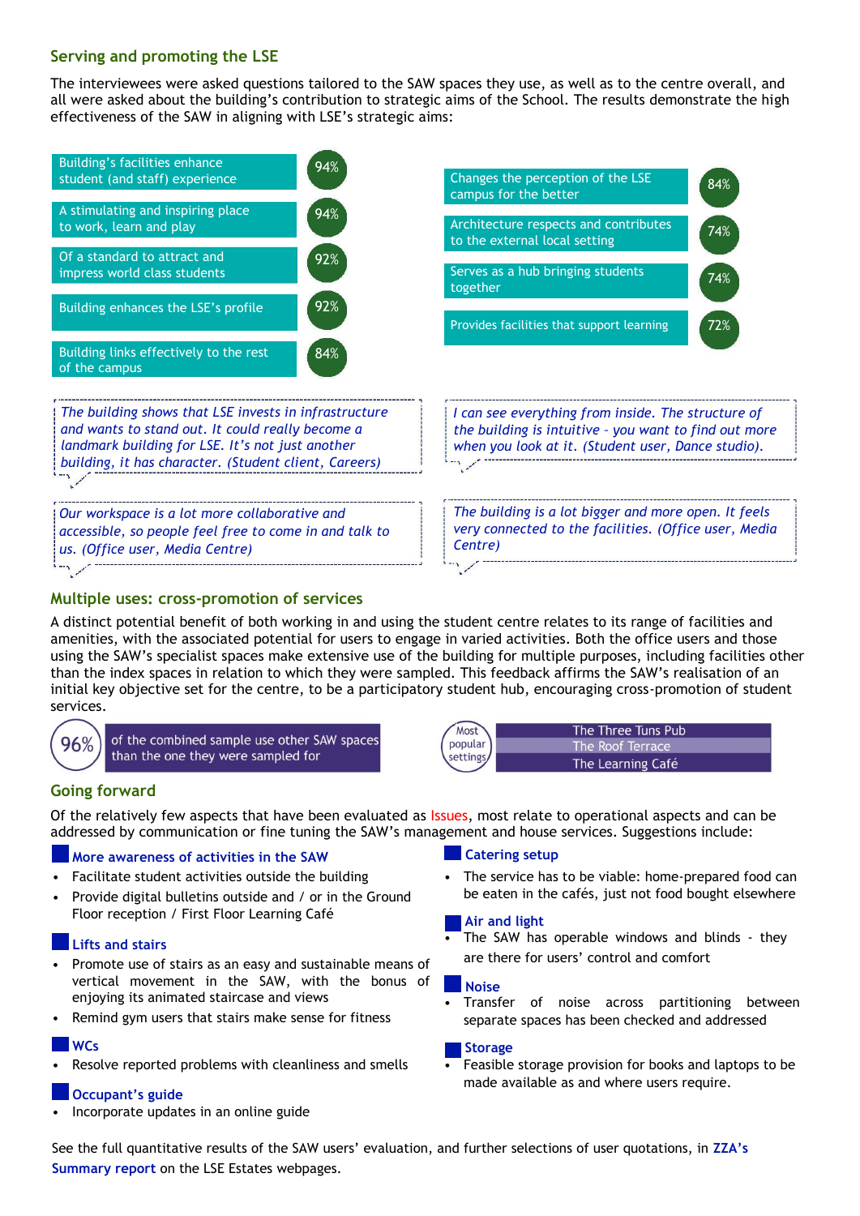## Serving and promoting the LSE

The interviewees were asked questions tailored to the SAW spaces they use, as well as to the centre overall, and all were asked about the building's contribution to strategic aims of the School. The results demonstrate the high effectiveness of the SAW in aligning with LSE's strategic aims:

- Building's facilities enhance student (and staff) experience — 94%
- A stimulating and inspiring place to work, learn and play — 94%
- Of a standard to attract and impress world class students — 92%
- Building enhances the LSE's profile — 92%
- Building links effectively to the rest of the campus — 84%
- Changes the perception of the LSE campus for the better — 84%
- Architecture respects and contributes to the external local setting — 74%
- Serves as a hub bringing students together — 74%
- Provides facilities that support learning — 72%

> *The building shows that LSE invests in infrastructure and wants to stand out. It could really become a landmark building for LSE. It's not just another building, it has character. (Student client, Careers)*

> *I can see everything from inside. The structure of the building is intuitive - you want to find out more when you look at it. (Student user, Dance studio).*

> *Our workspace is a lot more collaborative and accessible, so people feel free to come in and talk to us. (Office user, Media Centre)*

> *The building is a lot bigger and more open. It feels very connected to the facilities. (Office user, Media Centre)*

## Multiple uses: cross-promotion of services

A distinct potential benefit of both working in and using the student centre relates to its range of facilities and amenities, with the associated potential for users to engage in varied activities. Both the office users and those using the SAW's specialist spaces make extensive use of the building for multiple purposes, including facilities other than the index spaces in relation to which they were sampled. This feedback affirms the SAW's realisation of an initial key objective set for the centre, to be a participatory student hub, encouraging cross-promotion of student services.

**96%** of the combined sample use other SAW spaces than the one they were sampled for

**Most popular settings:**
- The Three Tuns Pub
- The Roof Terrace
- The Learning Café

## Going forward

Of the relatively few aspects that have been evaluated as Issues, most relate to operational aspects and can be addressed by communication or fine tuning the SAW's management and house services. Suggestions include:

### More awareness of activities in the SAW
- Facilitate student activities outside the building
- Provide digital bulletins outside and / or in the Ground Floor reception / First Floor Learning Café

### Lifts and stairs
- Promote use of stairs as an easy and sustainable means of vertical movement in the SAW, with the bonus of enjoying its animated staircase and views
- Remind gym users that stairs make sense for fitness

### WCs
- Resolve reported problems with cleanliness and smells

### Occupant's guide
- Incorporate updates in an online guide

### Catering setup
- The service has to be viable: home-prepared food can be eaten in the cafés, just not food bought elsewhere

### Air and light
- The SAW has operable windows and blinds - they are there for users' control and comfort

### Noise
- Transfer of noise across partitioning between separate spaces has been checked and addressed

### Storage
- Feasible storage provision for books and laptops to be made available as and where users require.

See the full quantitative results of the SAW users' evaluation, and further selections of user quotations, in **ZZA's Summary report** on the LSE Estates webpages.